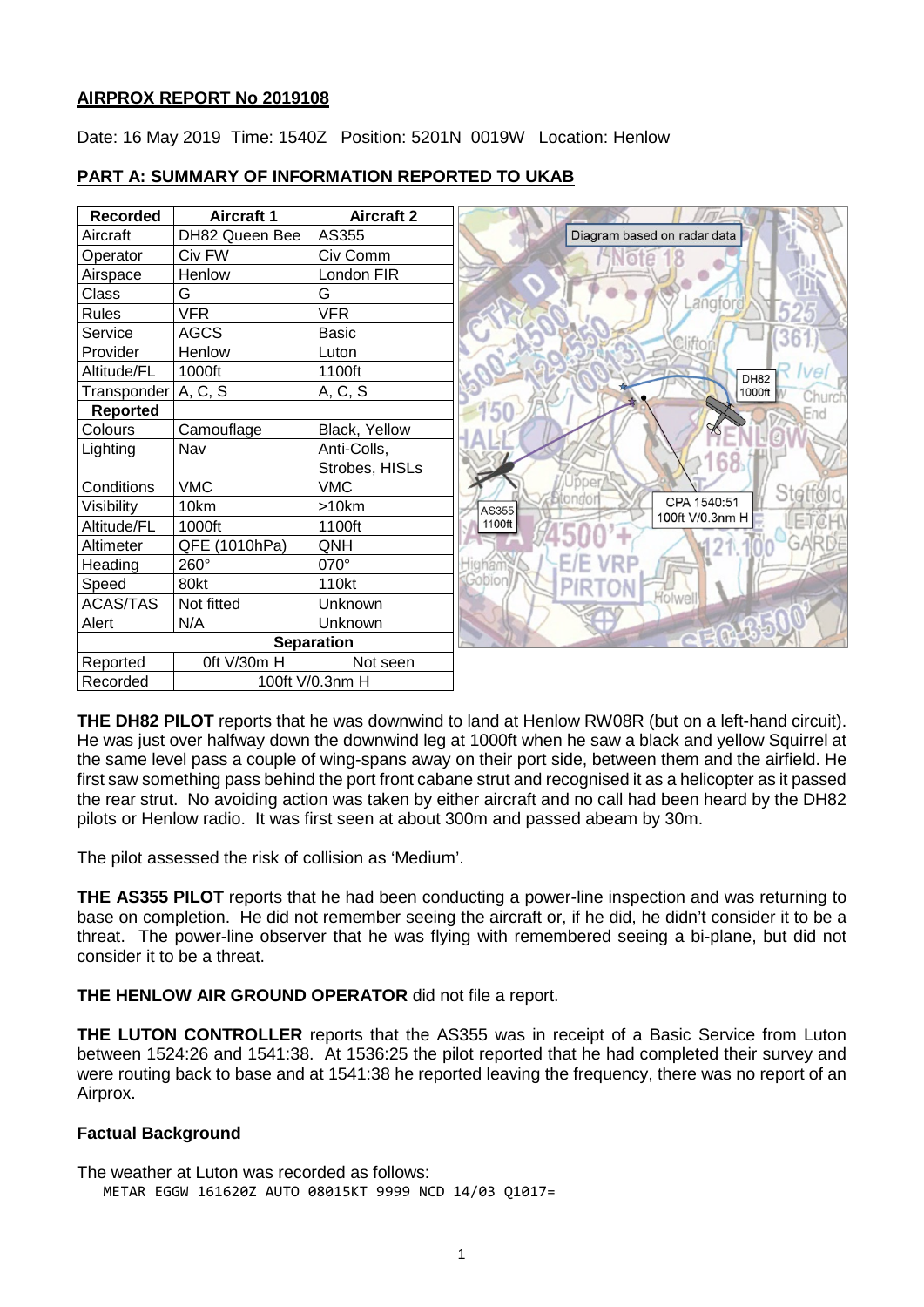# AIRPROX REPORT No 2019108

Date: 16 May 2019 Time: 1540Z Position: 5201N 0019W Location: Henlow

## PART A: SUMMARY OF INFORMATION REPORTED TO UKAB

| Recorded | Aircraft 1 | Aircraft 2 |
|---|---|---|
| Aircraft | DH82 Queen Bee | AS355 |
| Operator | Civ FW | Civ Comm |
| Airspace | Henlow | London FIR |
| Class | G | G |
| Rules | VFR | VFR |
| Service | AGCS | Basic |
| Provider | Henlow | Luton |
| Altitude/FL | 1000ft | 1100ft |
| Transponder | A, C, S | A, C, S |
| **Reported** | | |
| Colours | Camouflage | Black, Yellow |
| Lighting | Nav | Anti-Colls, Strobes, HISLs |
| Conditions | VMC | VMC |
| Visibility | 10km | >10km |
| Altitude/FL | 1000ft | 1100ft |
| Altimeter | QFE (1010hPa) | QNH |
| Heading | 260° | 070° |
| Speed | 80kt | 110kt |
| ACAS/TAS | Not fitted | Unknown |
| Alert | N/A | Unknown |
| **Separation** | | |
| Reported | 0ft V/30m H | Not seen |
| Recorded | 100ft V/0.3nm H | |

Diagram based on radar data

DH82 1000ft

AS355 1100ft

CPA 1540:51 100ft V/0.3nm H

**THE DH82 PILOT** reports that he was downwind to land at Henlow RW08R (but on a left-hand circuit). He was just over halfway down the downwind leg at 1000ft when he saw a black and yellow Squirrel at the same level pass a couple of wing-spans away on their port side, between them and the airfield. He first saw something pass behind the port front cabane strut and recognised it as a helicopter as it passed the rear strut. No avoiding action was taken by either aircraft and no call had been heard by the DH82 pilots or Henlow radio. It was first seen at about 300m and passed abeam by 30m.

The pilot assessed the risk of collision as 'Medium'.

**THE AS355 PILOT** reports that he had been conducting a power-line inspection and was returning to base on completion. He did not remember seeing the aircraft or, if he did, he didn't consider it to be a threat. The power-line observer that he was flying with remembered seeing a bi-plane, but did not consider it to be a threat.

**THE HENLOW AIR GROUND OPERATOR** did not file a report.

**THE LUTON CONTROLLER** reports that the AS355 was in receipt of a Basic Service from Luton between 1524:26 and 1541:38. At 1536:25 the pilot reported that he had completed their survey and were routing back to base and at 1541:38 he reported leaving the frequency, there was no report of an Airprox.

### Factual Background

The weather at Luton was recorded as follows:

```
METAR EGGW 161620Z AUTO 08015KT 9999 NCD 14/03 Q1017=
```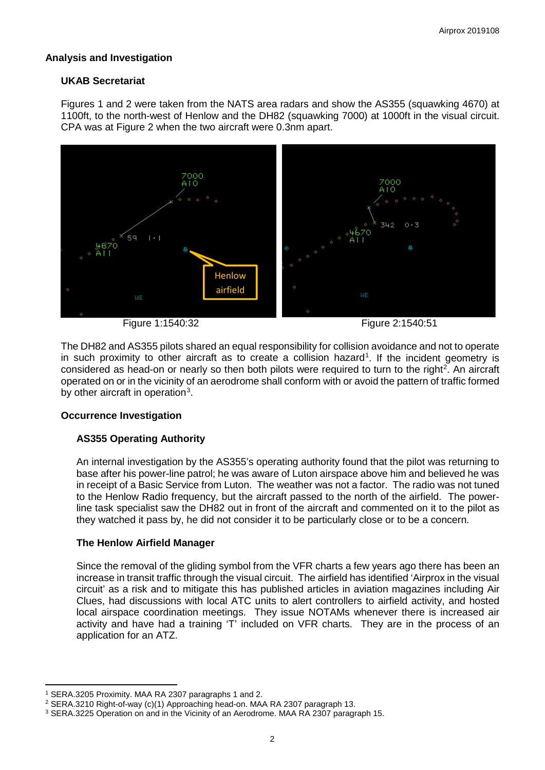## Analysis and Investigation

### UKAB Secretariat

Figures 1 and 2 were taken from the NATS area radars and show the AS355 (squawking 4670) at 1100ft, to the north-west of Henlow and the DH82 (squawking 7000) at 1000ft in the visual circuit. CPA was at Figure 2 when the two aircraft were 0.3nm apart.

Figure 1:1540:32 Figure 2:1540:51

The DH82 and AS355 pilots shared an equal responsibility for collision avoidance and not to operate in such proximity to other aircraft as to create a collision hazard[1]. If the incident geometry is considered as head-on or nearly so then both pilots were required to turn to the right[2]. An aircraft operated on or in the vicinity of an aerodrome shall conform with or avoid the pattern of traffic formed by other aircraft in operation[3].

### Occurrence Investigation

#### AS355 Operating Authority

An internal investigation by the AS355's operating authority found that the pilot was returning to base after his power-line patrol; he was aware of Luton airspace above him and believed he was in receipt of a Basic Service from Luton. The weather was not a factor. The radio was not tuned to the Henlow Radio frequency, but the aircraft passed to the north of the airfield. The power-line task specialist saw the DH82 out in front of the aircraft and commented on it to the pilot as they watched it pass by, he did not consider it to be particularly close or to be a concern.

#### The Henlow Airfield Manager

Since the removal of the gliding symbol from the VFR charts a few years ago there has been an increase in transit traffic through the visual circuit. The airfield has identified 'Airprox in the visual circuit' as a risk and to mitigate this has published articles in aviation magazines including Air Clues, had discussions with local ATC units to alert controllers to airfield activity, and hosted local airspace coordination meetings. They issue NOTAMs whenever there is increased air activity and have had a training 'T' included on VFR charts. They are in the process of an application for an ATZ.

---

[1] SERA.3205 Proximity. MAA RA 2307 paragraphs 1 and 2.
[2] SERA.3210 Right-of-way (c)(1) Approaching head-on. MAA RA 2307 paragraph 13.
[3] SERA.3225 Operation on and in the Vicinity of an Aerodrome. MAA RA 2307 paragraph 15.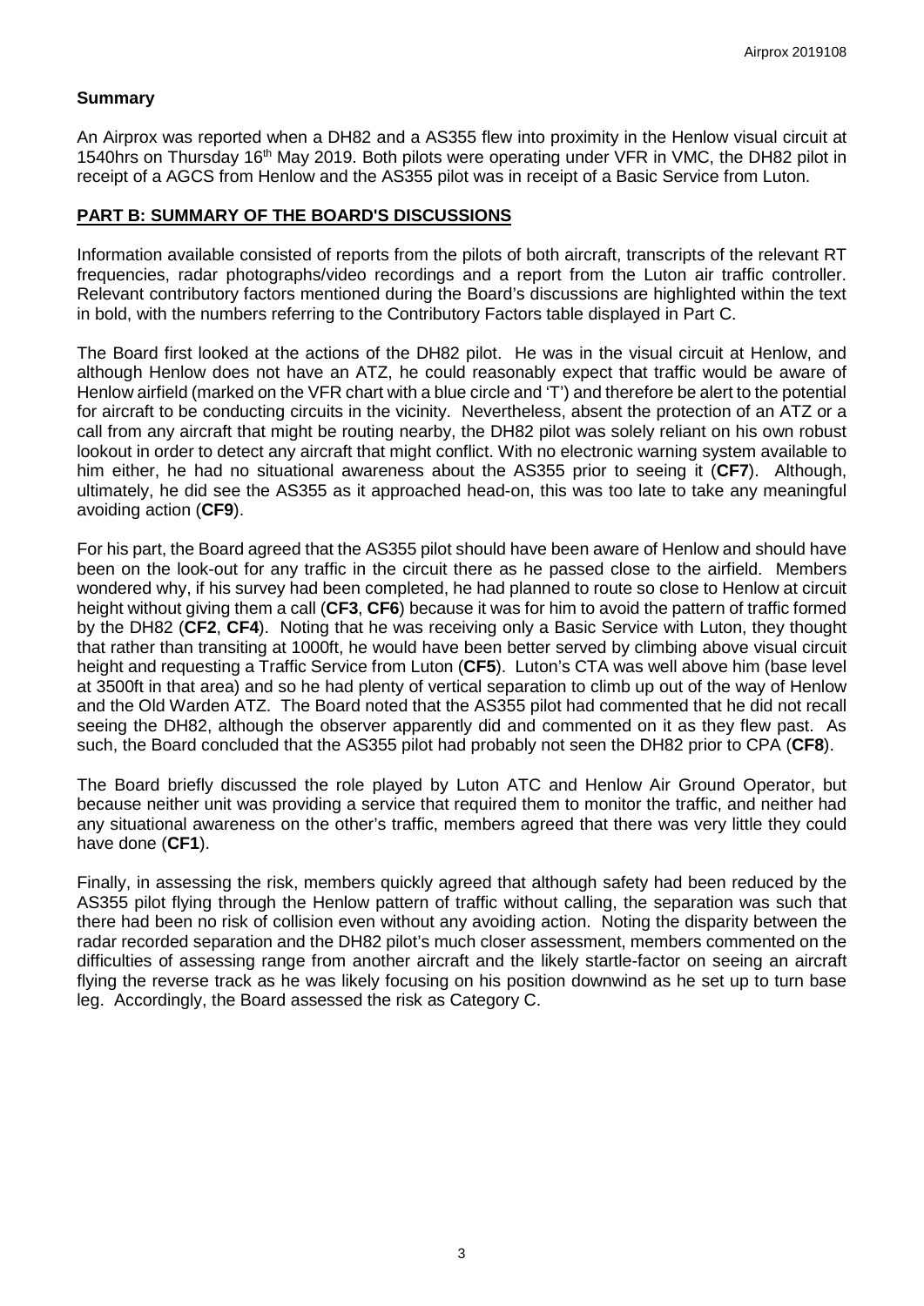## Summary

An Airprox was reported when a DH82 and a AS355 flew into proximity in the Henlow visual circuit at 1540hrs on Thursday 16th May 2019. Both pilots were operating under VFR in VMC, the DH82 pilot in receipt of a AGCS from Henlow and the AS355 pilot was in receipt of a Basic Service from Luton.

## PART B: SUMMARY OF THE BOARD'S DISCUSSIONS

Information available consisted of reports from the pilots of both aircraft, transcripts of the relevant RT frequencies, radar photographs/video recordings and a report from the Luton air traffic controller. Relevant contributory factors mentioned during the Board's discussions are highlighted within the text in bold, with the numbers referring to the Contributory Factors table displayed in Part C.

The Board first looked at the actions of the DH82 pilot. He was in the visual circuit at Henlow, and although Henlow does not have an ATZ, he could reasonably expect that traffic would be aware of Henlow airfield (marked on the VFR chart with a blue circle and 'T') and therefore be alert to the potential for aircraft to be conducting circuits in the vicinity. Nevertheless, absent the protection of an ATZ or a call from any aircraft that might be routing nearby, the DH82 pilot was solely reliant on his own robust lookout in order to detect any aircraft that might conflict. With no electronic warning system available to him either, he had no situational awareness about the AS355 prior to seeing it (**CF7**). Although, ultimately, he did see the AS355 as it approached head-on, this was too late to take any meaningful avoiding action (**CF9**).

For his part, the Board agreed that the AS355 pilot should have been aware of Henlow and should have been on the look-out for any traffic in the circuit there as he passed close to the airfield. Members wondered why, if his survey had been completed, he had planned to route so close to Henlow at circuit height without giving them a call (**CF3**, **CF6**) because it was for him to avoid the pattern of traffic formed by the DH82 (**CF2**, **CF4**). Noting that he was receiving only a Basic Service with Luton, they thought that rather than transiting at 1000ft, he would have been better served by climbing above visual circuit height and requesting a Traffic Service from Luton (**CF5**). Luton's CTA was well above him (base level at 3500ft in that area) and so he had plenty of vertical separation to climb up out of the way of Henlow and the Old Warden ATZ. The Board noted that the AS355 pilot had commented that he did not recall seeing the DH82, although the observer apparently did and commented on it as they flew past. As such, the Board concluded that the AS355 pilot had probably not seen the DH82 prior to CPA (**CF8**).

The Board briefly discussed the role played by Luton ATC and Henlow Air Ground Operator, but because neither unit was providing a service that required them to monitor the traffic, and neither had any situational awareness on the other's traffic, members agreed that there was very little they could have done (**CF1**).

Finally, in assessing the risk, members quickly agreed that although safety had been reduced by the AS355 pilot flying through the Henlow pattern of traffic without calling, the separation was such that there had been no risk of collision even without any avoiding action. Noting the disparity between the radar recorded separation and the DH82 pilot's much closer assessment, members commented on the difficulties of assessing range from another aircraft and the likely startle-factor on seeing an aircraft flying the reverse track as he was likely focusing on his position downwind as he set up to turn base leg. Accordingly, the Board assessed the risk as Category C.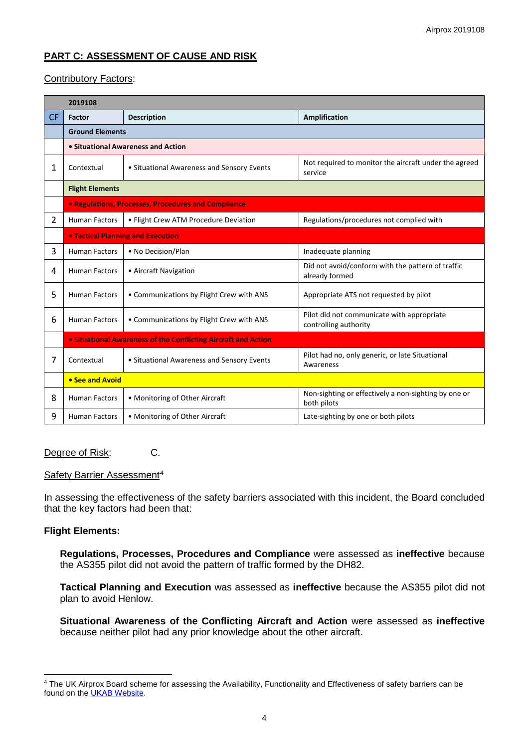## PART C: ASSESSMENT OF CAUSE AND RISK

Contributory Factors:

| | 2019108 | | |
|---|---|---|---|
| CF | Factor | Description | Amplification |
| | **Ground Elements** | | |
| | **• Situational Awareness and Action** | | |
| 1 | Contextual | • Situational Awareness and Sensory Events | Not required to monitor the aircraft under the agreed service |
| | **Flight Elements** | | |
| | **• Regulations, Processes, Procedures and Compliance** | | |
| 2 | Human Factors | • Flight Crew ATM Procedure Deviation | Regulations/procedures not complied with |
| | **• Tactical Planning and Execution** | | |
| 3 | Human Factors | • No Decision/Plan | Inadequate planning |
| 4 | Human Factors | • Aircraft Navigation | Did not avoid/conform with the pattern of traffic already formed |
| 5 | Human Factors | • Communications by Flight Crew with ANS | Appropriate ATS not requested by pilot |
| 6 | Human Factors | • Communications by Flight Crew with ANS | Pilot did not communicate with appropriate controlling authority |
| | **• Situational Awareness of the Conflicting Aircraft and Action** | | |
| 7 | Contextual | • Situational Awareness and Sensory Events | Pilot had no, only generic, or late Situational Awareness |
| | **• See and Avoid** | | |
| 8 | Human Factors | • Monitoring of Other Aircraft | Non-sighting or effectively a non-sighting by one or both pilots |
| 9 | Human Factors | • Monitoring of Other Aircraft | Late-sighting by one or both pilots |

Degree of Risk: C.

Safety Barrier Assessment[4]

In assessing the effectiveness of the safety barriers associated with this incident, the Board concluded that the key factors had been that:

**Flight Elements:**

**Regulations, Processes, Procedures and Compliance** were assessed as **ineffective** because the AS355 pilot did not avoid the pattern of traffic formed by the DH82.

**Tactical Planning and Execution** was assessed as **ineffective** because the AS355 pilot did not plan to avoid Henlow.

**Situational Awareness of the Conflicting Aircraft and Action** were assessed as **ineffective** because neither pilot had any prior knowledge about the other aircraft.

---

[4] The UK Airprox Board scheme for assessing the Availability, Functionality and Effectiveness of safety barriers can be found on the UKAB Website.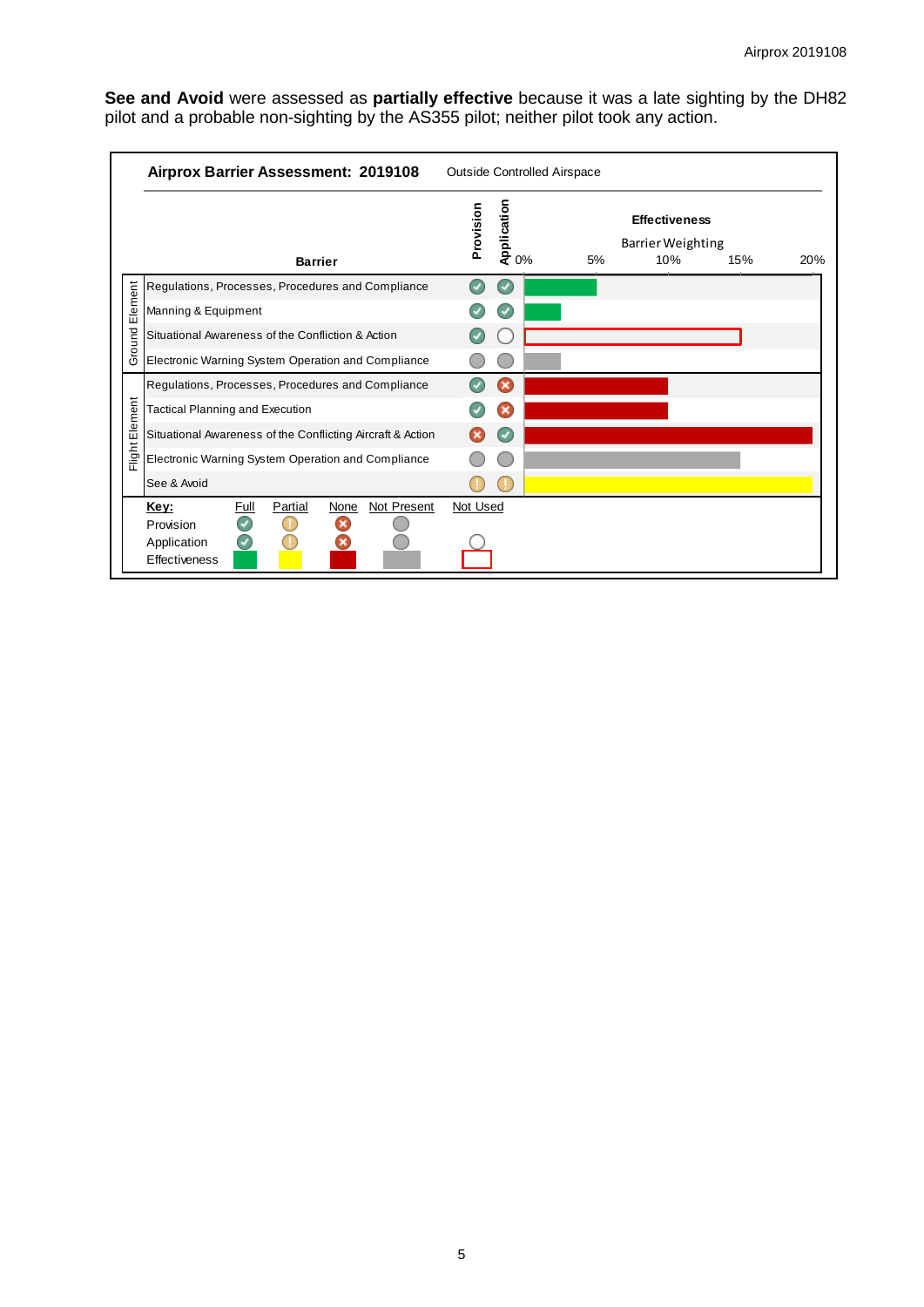**See and Avoid** were assessed as **partially effective** because it was a late sighting by the DH82 pilot and a probable non-sighting by the AS355 pilot; neither pilot took any action.

**Airprox Barrier Assessment: 2019108** Outside Controlled Airspace

Barrier

Provision

Application

Effectiveness

Barrier Weighting

0%

5%

10%

15%

20%

Ground Element

Regulations, Processes, Procedures and Compliance

Manning & Equipment

Situational Awareness of the Confliction & Action

Electronic Warning System Operation and Compliance

Flight Element

Regulations, Processes, Procedures and Compliance

Tactical Planning and Execution

Situational Awareness of the Conflicting Aircraft & Action

Electronic Warning System Operation and Compliance

See & Avoid

Key: Full Partial None Not Present Not Used

Provision

Application

Effectiveness